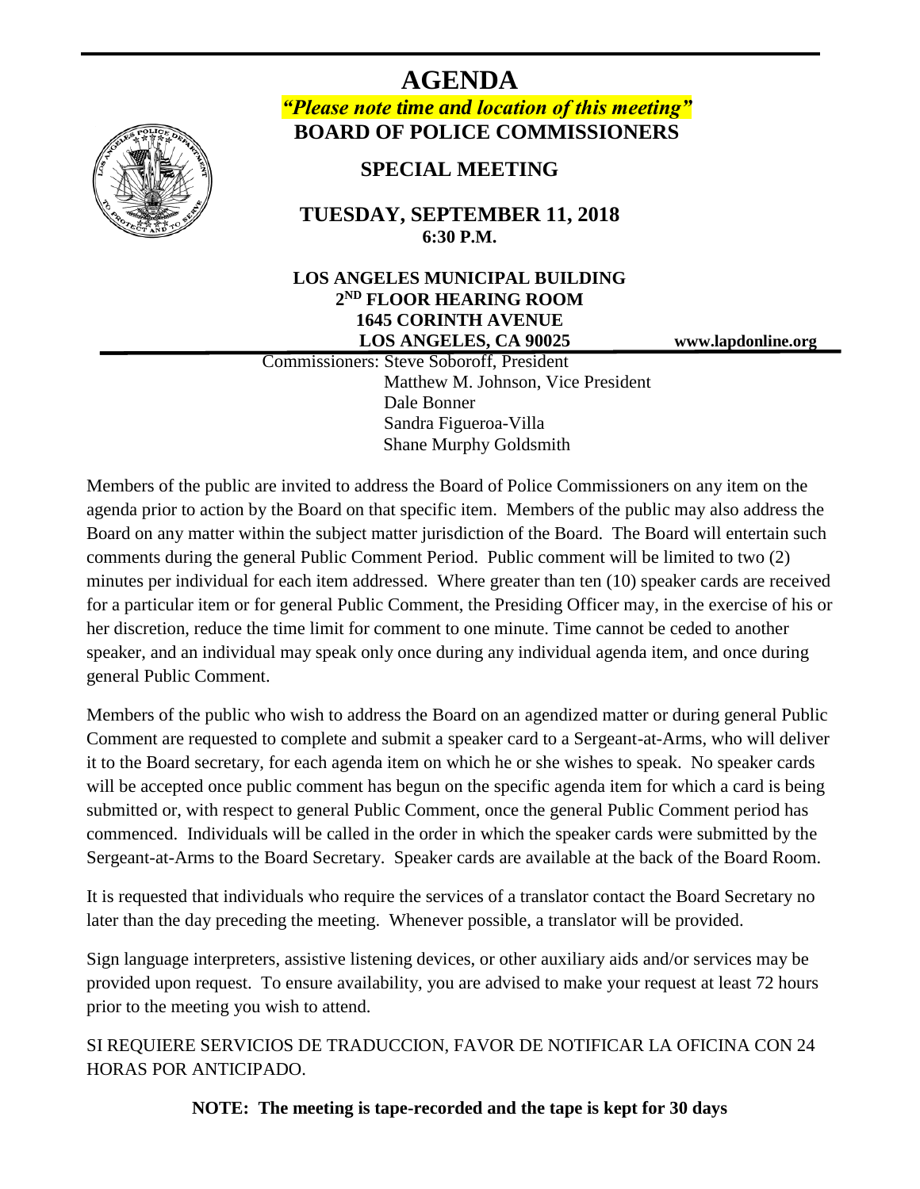# AGENDA

***"Please note time and location of this meeting"***

**BOARD OF POLICE COMMISSIONERS**

## SPECIAL MEETING

**TUESDAY, SEPTEMBER 11, 2018**
**6:30 P.M.**

**LOS ANGELES MUNICIPAL BUILDING**
**2ND FLOOR HEARING ROOM**
**1645 CORINTH AVENUE**
**LOS ANGELES, CA 90025**

**www.lapdonline.org**

Commissioners: Steve Soboroff, President
Matthew M. Johnson, Vice President
Dale Bonner
Sandra Figueroa-Villa
Shane Murphy Goldsmith

Members of the public are invited to address the Board of Police Commissioners on any item on the agenda prior to action by the Board on that specific item. Members of the public may also address the Board on any matter within the subject matter jurisdiction of the Board. The Board will entertain such comments during the general Public Comment Period. Public comment will be limited to two (2) minutes per individual for each item addressed. Where greater than ten (10) speaker cards are received for a particular item or for general Public Comment, the Presiding Officer may, in the exercise of his or her discretion, reduce the time limit for comment to one minute. Time cannot be ceded to another speaker, and an individual may speak only once during any individual agenda item, and once during general Public Comment.

Members of the public who wish to address the Board on an agendized matter or during general Public Comment are requested to complete and submit a speaker card to a Sergeant-at-Arms, who will deliver it to the Board secretary, for each agenda item on which he or she wishes to speak. No speaker cards will be accepted once public comment has begun on the specific agenda item for which a card is being submitted or, with respect to general Public Comment, once the general Public Comment period has commenced. Individuals will be called in the order in which the speaker cards were submitted by the Sergeant-at-Arms to the Board Secretary. Speaker cards are available at the back of the Board Room.

It is requested that individuals who require the services of a translator contact the Board Secretary no later than the day preceding the meeting. Whenever possible, a translator will be provided.

Sign language interpreters, assistive listening devices, or other auxiliary aids and/or services may be provided upon request. To ensure availability, you are advised to make your request at least 72 hours prior to the meeting you wish to attend.

SI REQUIERE SERVICIOS DE TRADUCCION, FAVOR DE NOTIFICAR LA OFICINA CON 24 HORAS POR ANTICIPADO.

**NOTE: The meeting is tape-recorded and the tape is kept for 30 days**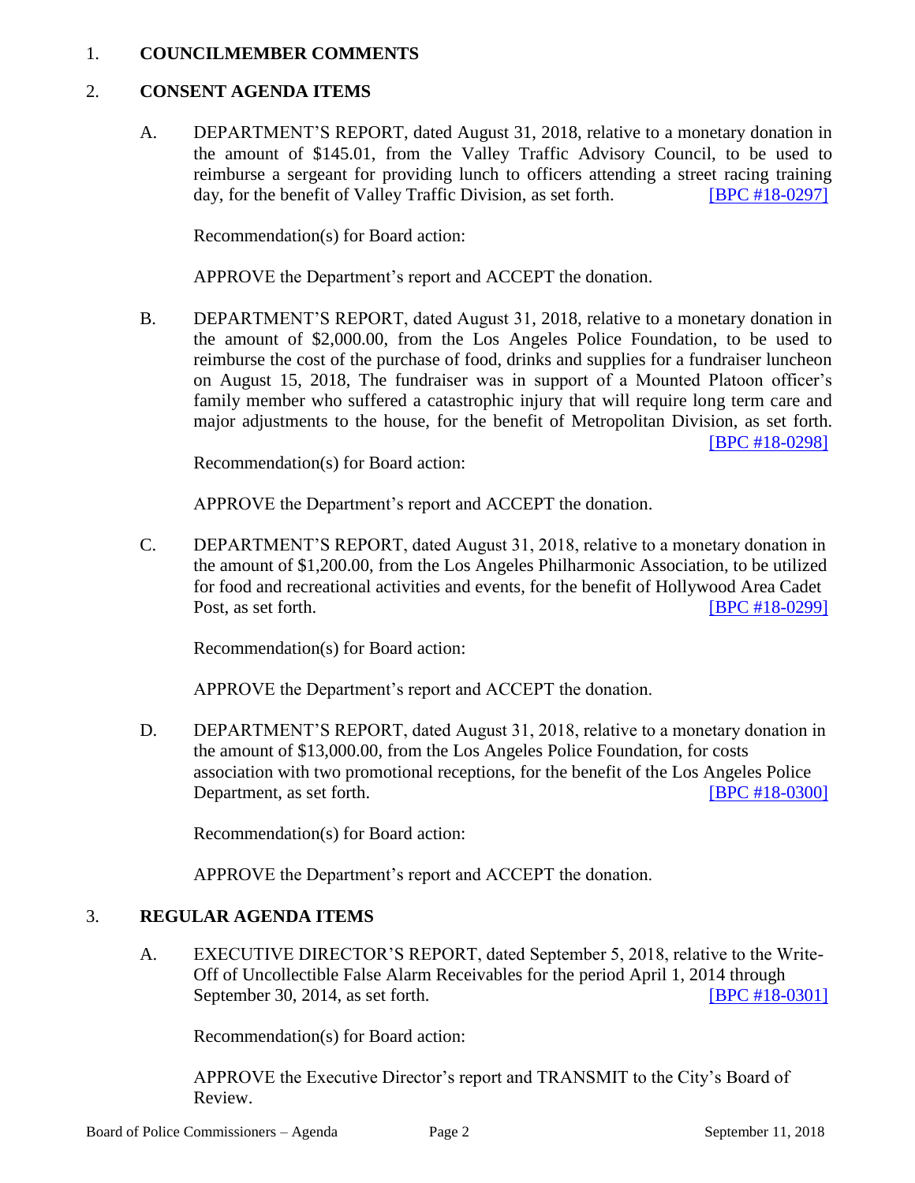1. **COUNCILMEMBER COMMENTS**

2. **CONSENT AGENDA ITEMS**

   A. DEPARTMENT'S REPORT, dated August 31, 2018, relative to a monetary donation in the amount of $145.01, from the Valley Traffic Advisory Council, to be used to reimburse a sergeant for providing lunch to officers attending a street racing training day, for the benefit of Valley Traffic Division, as set forth. [BPC #18-0297]

   Recommendation(s) for Board action:

   APPROVE the Department's report and ACCEPT the donation.

   B. DEPARTMENT'S REPORT, dated August 31, 2018, relative to a monetary donation in the amount of $2,000.00, from the Los Angeles Police Foundation, to be used to reimburse the cost of the purchase of food, drinks and supplies for a fundraiser luncheon on August 15, 2018, The fundraiser was in support of a Mounted Platoon officer's family member who suffered a catastrophic injury that will require long term care and major adjustments to the house, for the benefit of Metropolitan Division, as set forth. [BPC #18-0298]

   Recommendation(s) for Board action:

   APPROVE the Department's report and ACCEPT the donation.

   C. DEPARTMENT'S REPORT, dated August 31, 2018, relative to a monetary donation in the amount of $1,200.00, from the Los Angeles Philharmonic Association, to be utilized for food and recreational activities and events, for the benefit of Hollywood Area Cadet Post, as set forth. [BPC #18-0299]

   Recommendation(s) for Board action:

   APPROVE the Department's report and ACCEPT the donation.

   D. DEPARTMENT'S REPORT, dated August 31, 2018, relative to a monetary donation in the amount of $13,000.00, from the Los Angeles Police Foundation, for costs association with two promotional receptions, for the benefit of the Los Angeles Police Department, as set forth. [BPC #18-0300]

   Recommendation(s) for Board action:

   APPROVE the Department's report and ACCEPT the donation.

3. **REGULAR AGENDA ITEMS**

   A. EXECUTIVE DIRECTOR'S REPORT, dated September 5, 2018, relative to the Write-Off of Uncollectible False Alarm Receivables for the period April 1, 2014 through September 30, 2014, as set forth. [BPC #18-0301]

   Recommendation(s) for Board action:

   APPROVE the Executive Director's report and TRANSMIT to the City's Board of Review.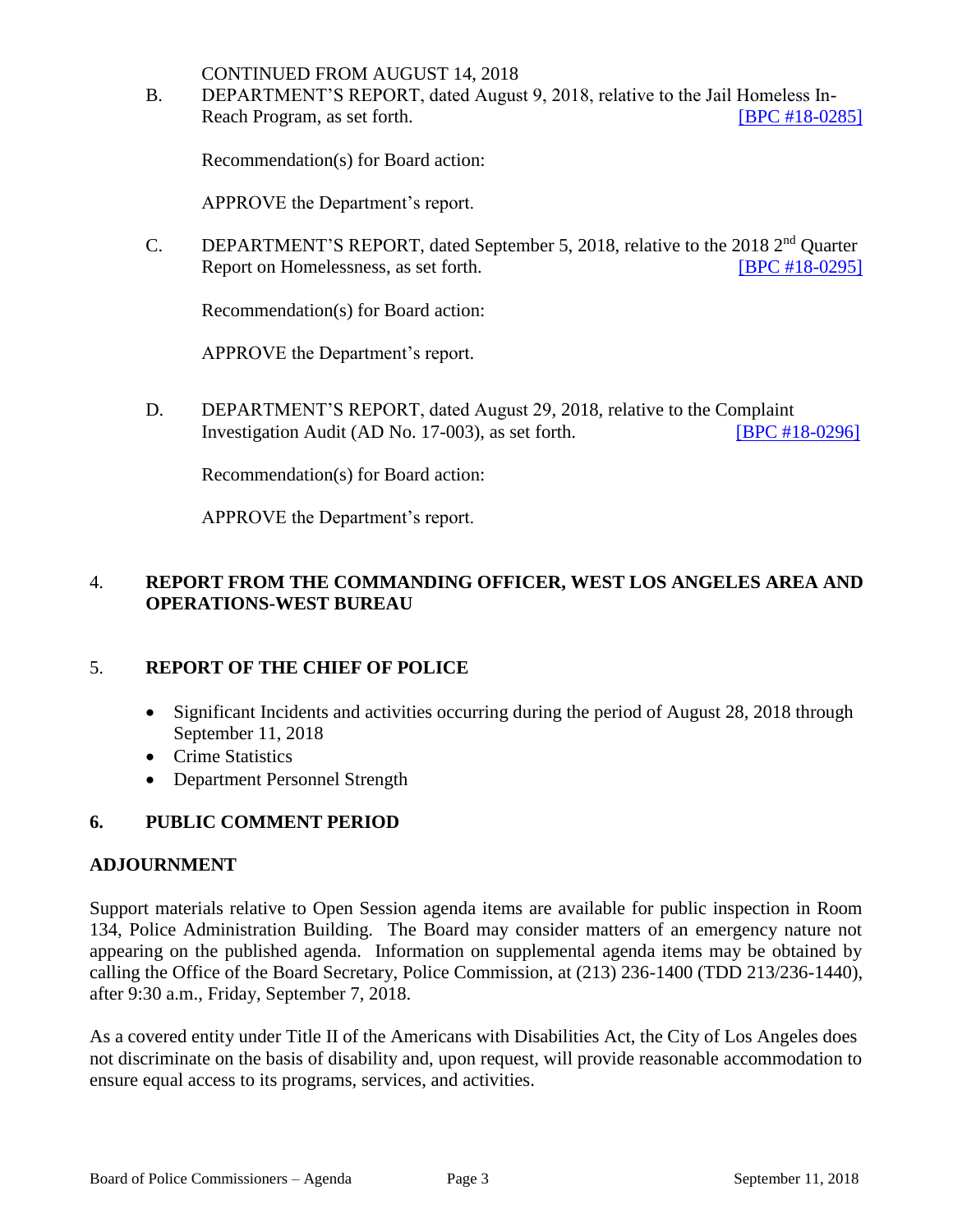CONTINUED FROM AUGUST 14, 2018

B. DEPARTMENT'S REPORT, dated August 9, 2018, relative to the Jail Homeless In-Reach Program, as set forth. [BPC #18-0285]

Recommendation(s) for Board action:

APPROVE the Department's report.

C. DEPARTMENT'S REPORT, dated September 5, 2018, relative to the 2018 2nd Quarter Report on Homelessness, as set forth. [BPC #18-0295]

Recommendation(s) for Board action:

APPROVE the Department's report.

D. DEPARTMENT'S REPORT, dated August 29, 2018, relative to the Complaint Investigation Audit (AD No. 17-003), as set forth. [BPC #18-0296]

Recommendation(s) for Board action:

APPROVE the Department's report.

## 4. REPORT FROM THE COMMANDING OFFICER, WEST LOS ANGELES AREA AND OPERATIONS-WEST BUREAU

## 5. REPORT OF THE CHIEF OF POLICE

- Significant Incidents and activities occurring during the period of August 28, 2018 through September 11, 2018
- Crime Statistics
- Department Personnel Strength

## 6. PUBLIC COMMENT PERIOD

## ADJOURNMENT

Support materials relative to Open Session agenda items are available for public inspection in Room 134, Police Administration Building. The Board may consider matters of an emergency nature not appearing on the published agenda. Information on supplemental agenda items may be obtained by calling the Office of the Board Secretary, Police Commission, at (213) 236-1400 (TDD 213/236-1440), after 9:30 a.m., Friday, September 7, 2018.

As a covered entity under Title II of the Americans with Disabilities Act, the City of Los Angeles does not discriminate on the basis of disability and, upon request, will provide reasonable accommodation to ensure equal access to its programs, services, and activities.